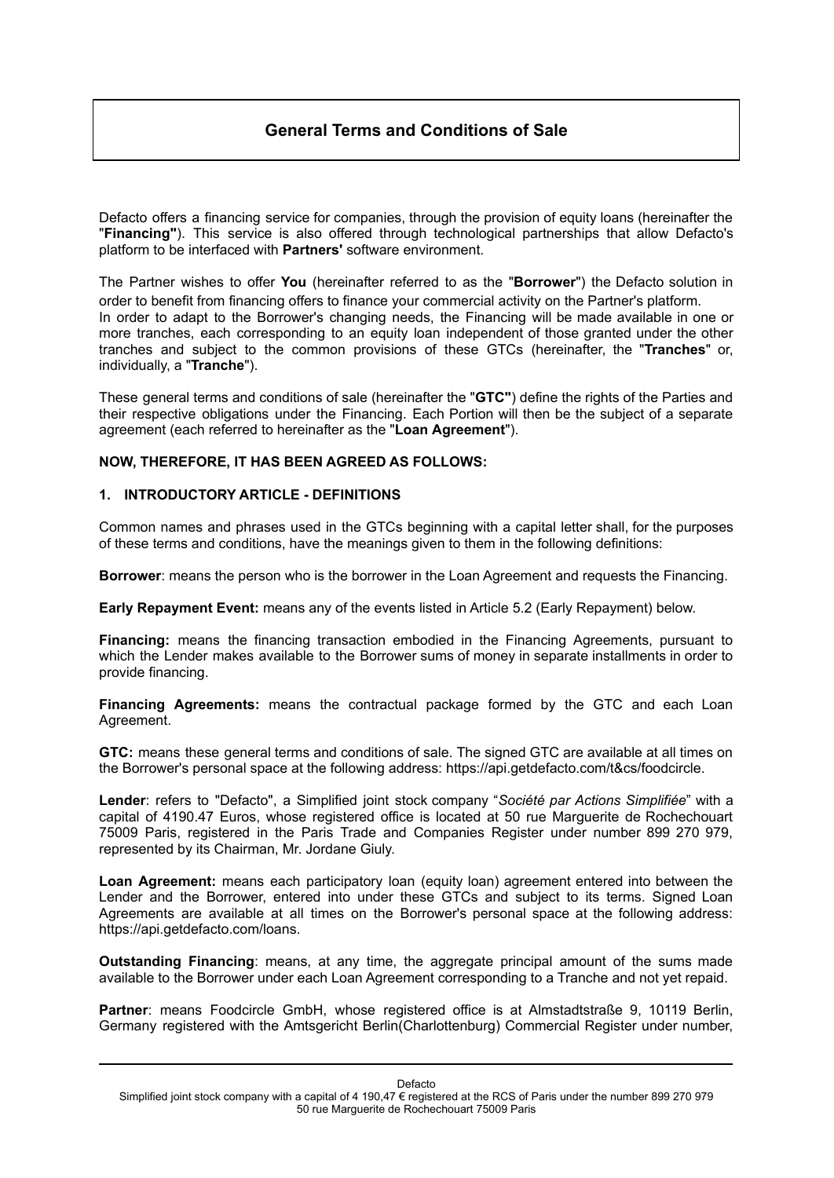# General Terms and Conditions of Sale

Defacto offers a financing service for companies, through the provision of equity loans (hereinafter the "**Financing"**). This service is also offered through technological partnerships that allow Defacto's platform to be interfaced with **Partners'** software environment.

The Partner wishes to offer **You** (hereinafter referred to as the "**Borrower**") the Defacto solution in order to benefit from financing offers to finance your commercial activity on the Partner's platform. In order to adapt to the Borrower's changing needs, the Financing will be made available in one or more tranches, each corresponding to an equity loan independent of those granted under the other tranches and subject to the common provisions of these GTCs (hereinafter, the "**Tranches**" or, individually, a "**Tranche**").

These general terms and conditions of sale (hereinafter the "**GTC"**) define the rights of the Parties and their respective obligations under the Financing. Each Portion will then be the subject of a separate agreement (each referred to hereinafter as the "**Loan Agreement**").

**NOW, THEREFORE, IT HAS BEEN AGREED AS FOLLOWS:**

## 1. INTRODUCTORY ARTICLE - DEFINITIONS

Common names and phrases used in the GTCs beginning with a capital letter shall, for the purposes of these terms and conditions, have the meanings given to them in the following definitions:

**Borrower**: means the person who is the borrower in the Loan Agreement and requests the Financing.

**Early Repayment Event:** means any of the events listed in Article 5.2 (Early Repayment) below.

**Financing:** means the financing transaction embodied in the Financing Agreements, pursuant to which the Lender makes available to the Borrower sums of money in separate installments in order to provide financing.

**Financing Agreements:** means the contractual package formed by the GTC and each Loan Agreement.

**GTC:** means these general terms and conditions of sale. The signed GTC are available at all times on the Borrower's personal space at the following address: https://api.getdefacto.com/t&cs/foodcircle.

**Lender**: refers to "Defacto", a Simplified joint stock company "*Société par Actions Simplifiée*" with a capital of 4190.47 Euros, whose registered office is located at 50 rue Marguerite de Rochechouart 75009 Paris, registered in the Paris Trade and Companies Register under number 899 270 979, represented by its Chairman, Mr. Jordane Giuly.

**Loan Agreement:** means each participatory loan (equity loan) agreement entered into between the Lender and the Borrower, entered into under these GTCs and subject to its terms. Signed Loan Agreements are available at all times on the Borrower's personal space at the following address: https://api.getdefacto.com/loans.

**Outstanding Financing**: means, at any time, the aggregate principal amount of the sums made available to the Borrower under each Loan Agreement corresponding to a Tranche and not yet repaid.

**Partner**: means Foodcircle GmbH, whose registered office is at Almstadtstraße 9, 10119 Berlin, Germany registered with the Amtsgericht Berlin(Charlottenburg) Commercial Register under number,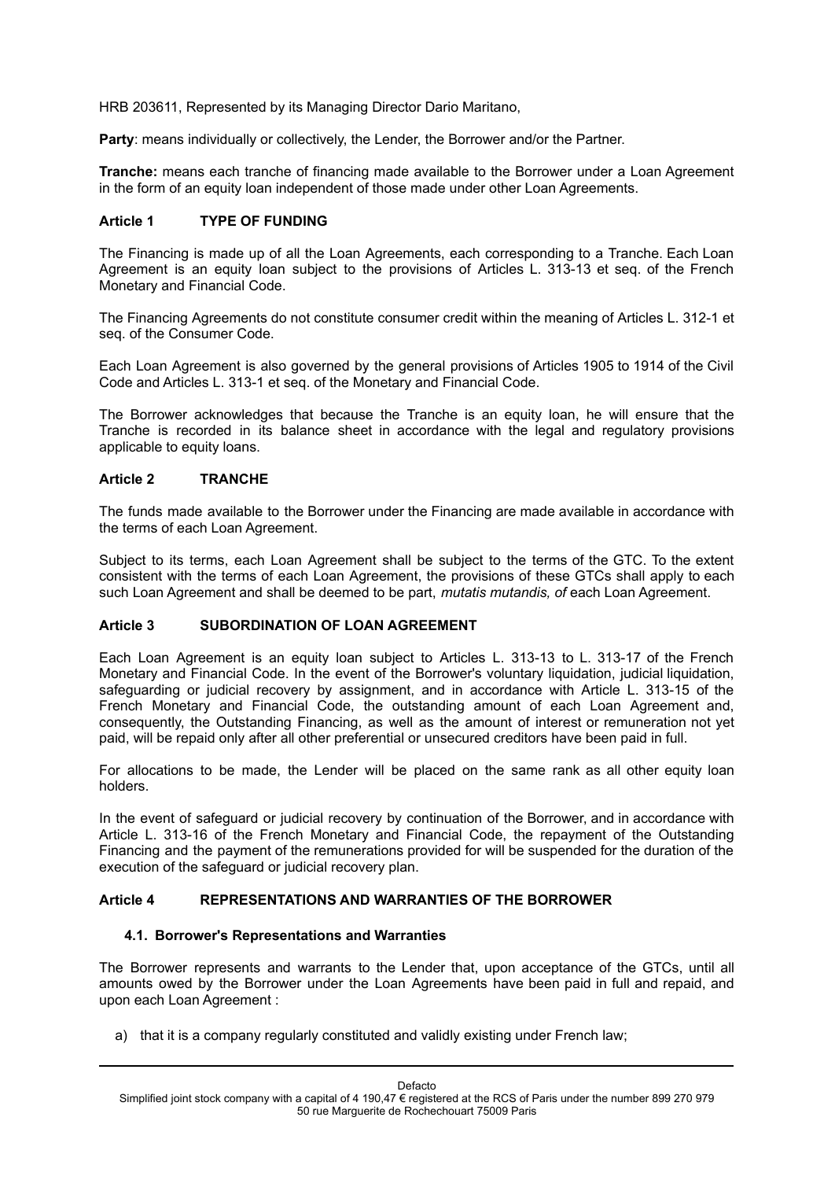HRB 203611, Represented by its Managing Director Dario Maritano,

**Party**: means individually or collectively, the Lender, the Borrower and/or the Partner.

**Tranche:** means each tranche of financing made available to the Borrower under a Loan Agreement in the form of an equity loan independent of those made under other Loan Agreements.

## Article 1 TYPE OF FUNDING

The Financing is made up of all the Loan Agreements, each corresponding to a Tranche. Each Loan Agreement is an equity loan subject to the provisions of Articles L. 313-13 et seq. of the French Monetary and Financial Code.

The Financing Agreements do not constitute consumer credit within the meaning of Articles L. 312-1 et seq. of the Consumer Code.

Each Loan Agreement is also governed by the general provisions of Articles 1905 to 1914 of the Civil Code and Articles L. 313-1 et seq. of the Monetary and Financial Code.

The Borrower acknowledges that because the Tranche is an equity loan, he will ensure that the Tranche is recorded in its balance sheet in accordance with the legal and regulatory provisions applicable to equity loans.

## Article 2 TRANCHE

The funds made available to the Borrower under the Financing are made available in accordance with the terms of each Loan Agreement.

Subject to its terms, each Loan Agreement shall be subject to the terms of the GTC. To the extent consistent with the terms of each Loan Agreement, the provisions of these GTCs shall apply to each such Loan Agreement and shall be deemed to be part, *mutatis mutandis, of* each Loan Agreement.

## Article 3 SUBORDINATION OF LOAN AGREEMENT

Each Loan Agreement is an equity loan subject to Articles L. 313-13 to L. 313-17 of the French Monetary and Financial Code. In the event of the Borrower's voluntary liquidation, judicial liquidation, safeguarding or judicial recovery by assignment, and in accordance with Article L. 313-15 of the French Monetary and Financial Code, the outstanding amount of each Loan Agreement and, consequently, the Outstanding Financing, as well as the amount of interest or remuneration not yet paid, will be repaid only after all other preferential or unsecured creditors have been paid in full.

For allocations to be made, the Lender will be placed on the same rank as all other equity loan holders.

In the event of safeguard or judicial recovery by continuation of the Borrower, and in accordance with Article L. 313-16 of the French Monetary and Financial Code, the repayment of the Outstanding Financing and the payment of the remunerations provided for will be suspended for the duration of the execution of the safeguard or judicial recovery plan.

## Article 4 REPRESENTATIONS AND WARRANTIES OF THE BORROWER

### 4.1. Borrower's Representations and Warranties

The Borrower represents and warrants to the Lender that, upon acceptance of the GTCs, until all amounts owed by the Borrower under the Loan Agreements have been paid in full and repaid, and upon each Loan Agreement :

a) that it is a company regularly constituted and validly existing under French law;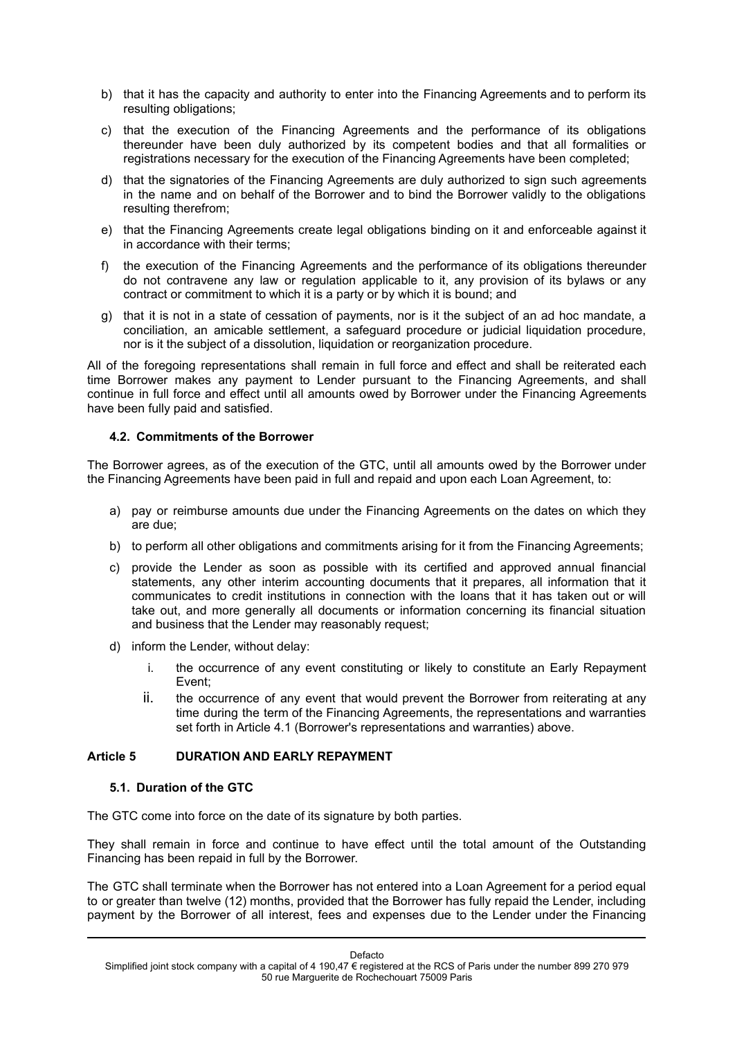b) that it has the capacity and authority to enter into the Financing Agreements and to perform its resulting obligations;

c) that the execution of the Financing Agreements and the performance of its obligations thereunder have been duly authorized by its competent bodies and that all formalities or registrations necessary for the execution of the Financing Agreements have been completed;

d) that the signatories of the Financing Agreements are duly authorized to sign such agreements in the name and on behalf of the Borrower and to bind the Borrower validly to the obligations resulting therefrom;

e) that the Financing Agreements create legal obligations binding on it and enforceable against it in accordance with their terms;

f) the execution of the Financing Agreements and the performance of its obligations thereunder do not contravene any law or regulation applicable to it, any provision of its bylaws or any contract or commitment to which it is a party or by which it is bound; and

g) that it is not in a state of cessation of payments, nor is it the subject of an ad hoc mandate, a conciliation, an amicable settlement, a safeguard procedure or judicial liquidation procedure, nor is it the subject of a dissolution, liquidation or reorganization procedure.

All of the foregoing representations shall remain in full force and effect and shall be reiterated each time Borrower makes any payment to Lender pursuant to the Financing Agreements, and shall continue in full force and effect until all amounts owed by Borrower under the Financing Agreements have been fully paid and satisfied.

### 4.2. Commitments of the Borrower

The Borrower agrees, as of the execution of the GTC, until all amounts owed by the Borrower under the Financing Agreements have been paid in full and repaid and upon each Loan Agreement, to:

a) pay or reimburse amounts due under the Financing Agreements on the dates on which they are due;

b) to perform all other obligations and commitments arising for it from the Financing Agreements;

c) provide the Lender as soon as possible with its certified and approved annual financial statements, any other interim accounting documents that it prepares, all information that it communicates to credit institutions in connection with the loans that it has taken out or will take out, and more generally all documents or information concerning its financial situation and business that the Lender may reasonably request;

d) inform the Lender, without delay:

   i. the occurrence of any event constituting or likely to constitute an Early Repayment Event;

   ii. the occurrence of any event that would prevent the Borrower from reiterating at any time during the term of the Financing Agreements, the representations and warranties set forth in Article 4.1 (Borrower's representations and warranties) above.

## Article 5 DURATION AND EARLY REPAYMENT

### 5.1. Duration of the GTC

The GTC come into force on the date of its signature by both parties.

They shall remain in force and continue to have effect until the total amount of the Outstanding Financing has been repaid in full by the Borrower.

The GTC shall terminate when the Borrower has not entered into a Loan Agreement for a period equal to or greater than twelve (12) months, provided that the Borrower has fully repaid the Lender, including payment by the Borrower of all interest, fees and expenses due to the Lender under the Financing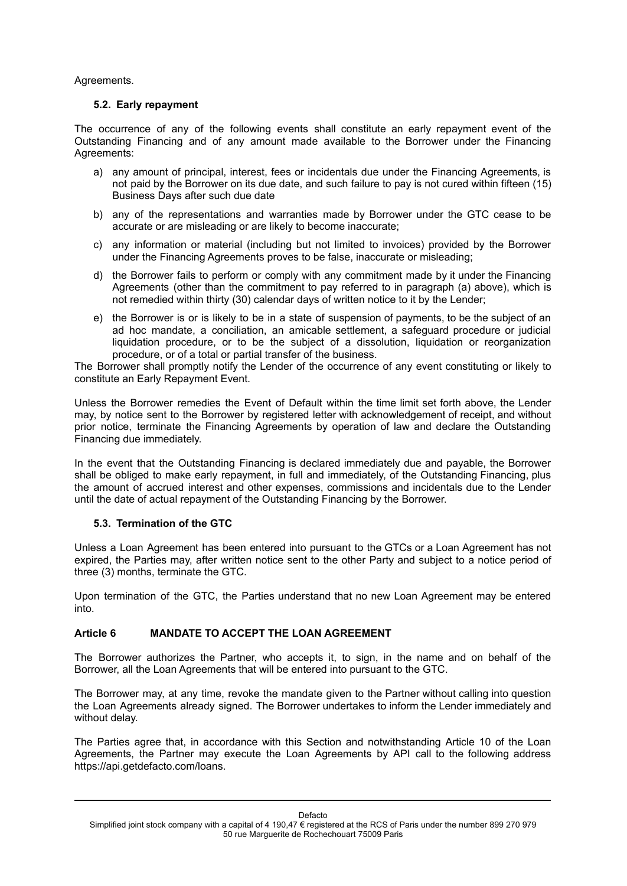Agreements.

### 5.2. Early repayment

The occurrence of any of the following events shall constitute an early repayment event of the Outstanding Financing and of any amount made available to the Borrower under the Financing Agreements:

a) any amount of principal, interest, fees or incidentals due under the Financing Agreements, is not paid by the Borrower on its due date, and such failure to pay is not cured within fifteen (15) Business Days after such due date

b) any of the representations and warranties made by Borrower under the GTC cease to be accurate or are misleading or are likely to become inaccurate;

c) any information or material (including but not limited to invoices) provided by the Borrower under the Financing Agreements proves to be false, inaccurate or misleading;

d) the Borrower fails to perform or comply with any commitment made by it under the Financing Agreements (other than the commitment to pay referred to in paragraph (a) above), which is not remedied within thirty (30) calendar days of written notice to it by the Lender;

e) the Borrower is or is likely to be in a state of suspension of payments, to be the subject of an ad hoc mandate, a conciliation, an amicable settlement, a safeguard procedure or judicial liquidation procedure, or to be the subject of a dissolution, liquidation or reorganization procedure, or of a total or partial transfer of the business.

The Borrower shall promptly notify the Lender of the occurrence of any event constituting or likely to constitute an Early Repayment Event.

Unless the Borrower remedies the Event of Default within the time limit set forth above, the Lender may, by notice sent to the Borrower by registered letter with acknowledgement of receipt, and without prior notice, terminate the Financing Agreements by operation of law and declare the Outstanding Financing due immediately.

In the event that the Outstanding Financing is declared immediately due and payable, the Borrower shall be obliged to make early repayment, in full and immediately, of the Outstanding Financing, plus the amount of accrued interest and other expenses, commissions and incidentals due to the Lender until the date of actual repayment of the Outstanding Financing by the Borrower.

### 5.3. Termination of the GTC

Unless a Loan Agreement has been entered into pursuant to the GTCs or a Loan Agreement has not expired, the Parties may, after written notice sent to the other Party and subject to a notice period of three (3) months, terminate the GTC.

Upon termination of the GTC, the Parties understand that no new Loan Agreement may be entered into.

## Article 6 MANDATE TO ACCEPT THE LOAN AGREEMENT

The Borrower authorizes the Partner, who accepts it, to sign, in the name and on behalf of the Borrower, all the Loan Agreements that will be entered into pursuant to the GTC.

The Borrower may, at any time, revoke the mandate given to the Partner without calling into question the Loan Agreements already signed. The Borrower undertakes to inform the Lender immediately and without delay.

The Parties agree that, in accordance with this Section and notwithstanding Article 10 of the Loan Agreements, the Partner may execute the Loan Agreements by API call to the following address https://api.getdefacto.com/loans.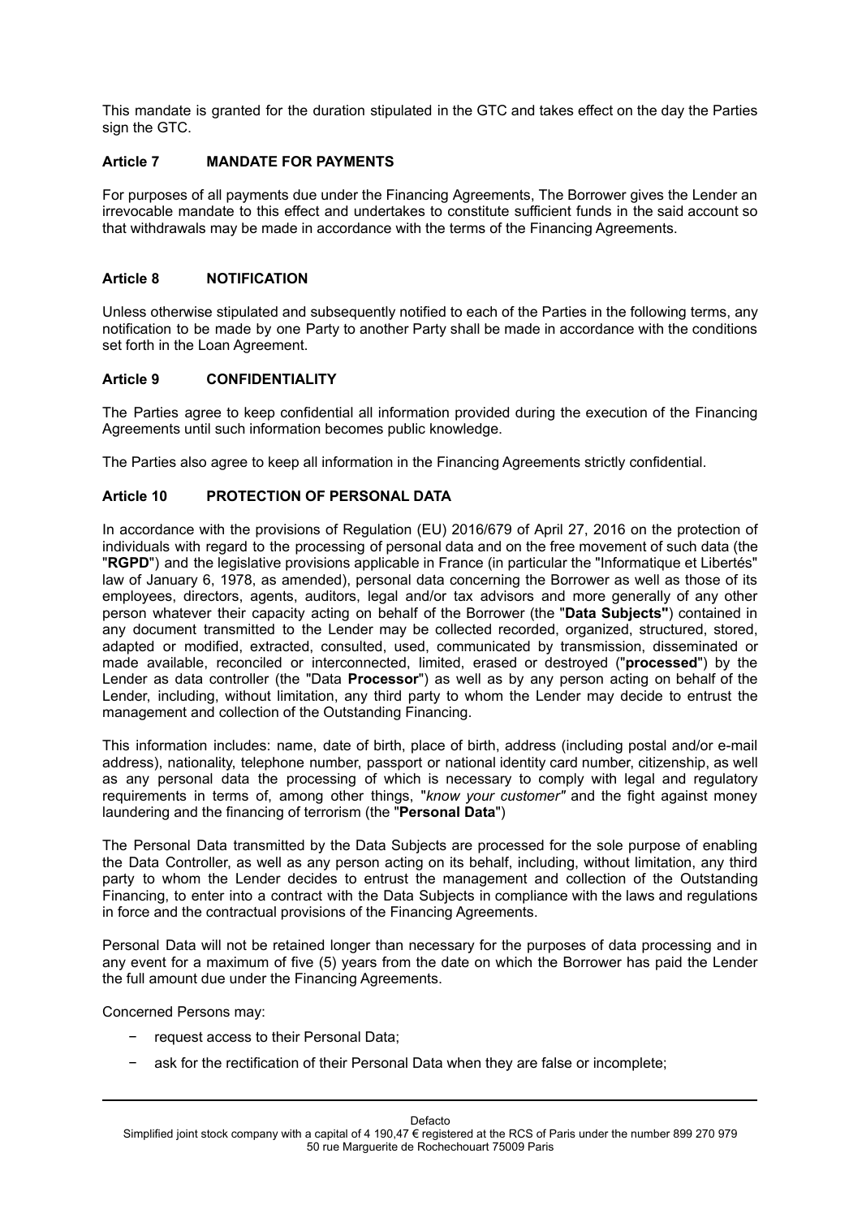This mandate is granted for the duration stipulated in the GTC and takes effect on the day the Parties sign the GTC.

## Article 7 MANDATE FOR PAYMENTS

For purposes of all payments due under the Financing Agreements, The Borrower gives the Lender an irrevocable mandate to this effect and undertakes to constitute sufficient funds in the said account so that withdrawals may be made in accordance with the terms of the Financing Agreements.

## Article 8 NOTIFICATION

Unless otherwise stipulated and subsequently notified to each of the Parties in the following terms, any notification to be made by one Party to another Party shall be made in accordance with the conditions set forth in the Loan Agreement.

## Article 9 CONFIDENTIALITY

The Parties agree to keep confidential all information provided during the execution of the Financing Agreements until such information becomes public knowledge.

The Parties also agree to keep all information in the Financing Agreements strictly confidential.

## Article 10 PROTECTION OF PERSONAL DATA

In accordance with the provisions of Regulation (EU) 2016/679 of April 27, 2016 on the protection of individuals with regard to the processing of personal data and on the free movement of such data (the "**RGPD**") and the legislative provisions applicable in France (in particular the "Informatique et Libertés" law of January 6, 1978, as amended), personal data concerning the Borrower as well as those of its employees, directors, agents, auditors, legal and/or tax advisors and more generally of any other person whatever their capacity acting on behalf of the Borrower (the "**Data Subjects"**) contained in any document transmitted to the Lender may be collected recorded, organized, structured, stored, adapted or modified, extracted, consulted, used, communicated by transmission, disseminated or made available, reconciled or interconnected, limited, erased or destroyed ("**processed**") by the Lender as data controller (the "Data **Processor**") as well as by any person acting on behalf of the Lender, including, without limitation, any third party to whom the Lender may decide to entrust the management and collection of the Outstanding Financing.

This information includes: name, date of birth, place of birth, address (including postal and/or e-mail address), nationality, telephone number, passport or national identity card number, citizenship, as well as any personal data the processing of which is necessary to comply with legal and regulatory requirements in terms of, among other things, "*know your customer"* and the fight against money laundering and the financing of terrorism (the "**Personal Data**")

The Personal Data transmitted by the Data Subjects are processed for the sole purpose of enabling the Data Controller, as well as any person acting on its behalf, including, without limitation, any third party to whom the Lender decides to entrust the management and collection of the Outstanding Financing, to enter into a contract with the Data Subjects in compliance with the laws and regulations in force and the contractual provisions of the Financing Agreements.

Personal Data will not be retained longer than necessary for the purposes of data processing and in any event for a maximum of five (5) years from the date on which the Borrower has paid the Lender the full amount due under the Financing Agreements.

Concerned Persons may:

- request access to their Personal Data;
- ask for the rectification of their Personal Data when they are false or incomplete;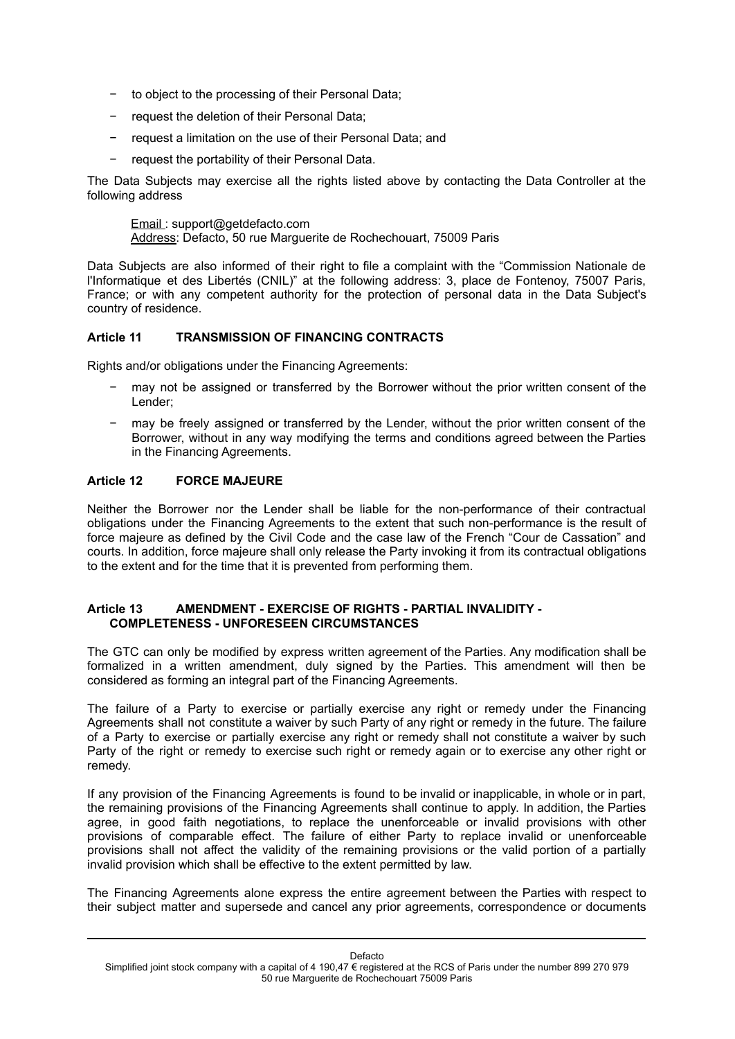- to object to the processing of their Personal Data;
- request the deletion of their Personal Data;
- request a limitation on the use of their Personal Data; and
- request the portability of their Personal Data.

The Data Subjects may exercise all the rights listed above by contacting the Data Controller at the following address

Email : support@getdefacto.com
Address: Defacto, 50 rue Marguerite de Rochechouart, 75009 Paris

Data Subjects are also informed of their right to file a complaint with the "Commission Nationale de l'Informatique et des Libertés (CNIL)" at the following address: 3, place de Fontenoy, 75007 Paris, France; or with any competent authority for the protection of personal data in the Data Subject's country of residence.

### Article 11 TRANSMISSION OF FINANCING CONTRACTS

Rights and/or obligations under the Financing Agreements:

- may not be assigned or transferred by the Borrower without the prior written consent of the Lender;
- may be freely assigned or transferred by the Lender, without the prior written consent of the Borrower, without in any way modifying the terms and conditions agreed between the Parties in the Financing Agreements.

### Article 12 FORCE MAJEURE

Neither the Borrower nor the Lender shall be liable for the non-performance of their contractual obligations under the Financing Agreements to the extent that such non-performance is the result of force majeure as defined by the Civil Code and the case law of the French "Cour de Cassation" and courts. In addition, force majeure shall only release the Party invoking it from its contractual obligations to the extent and for the time that it is prevented from performing them.

### Article 13 AMENDMENT - EXERCISE OF RIGHTS - PARTIAL INVALIDITY - COMPLETENESS - UNFORESEEN CIRCUMSTANCES

The GTC can only be modified by express written agreement of the Parties. Any modification shall be formalized in a written amendment, duly signed by the Parties. This amendment will then be considered as forming an integral part of the Financing Agreements.

The failure of a Party to exercise or partially exercise any right or remedy under the Financing Agreements shall not constitute a waiver by such Party of any right or remedy in the future. The failure of a Party to exercise or partially exercise any right or remedy shall not constitute a waiver by such Party of the right or remedy to exercise such right or remedy again or to exercise any other right or remedy.

If any provision of the Financing Agreements is found to be invalid or inapplicable, in whole or in part, the remaining provisions of the Financing Agreements shall continue to apply. In addition, the Parties agree, in good faith negotiations, to replace the unenforceable or invalid provisions with other provisions of comparable effect. The failure of either Party to replace invalid or unenforceable provisions shall not affect the validity of the remaining provisions or the valid portion of a partially invalid provision which shall be effective to the extent permitted by law.

The Financing Agreements alone express the entire agreement between the Parties with respect to their subject matter and supersede and cancel any prior agreements, correspondence or documents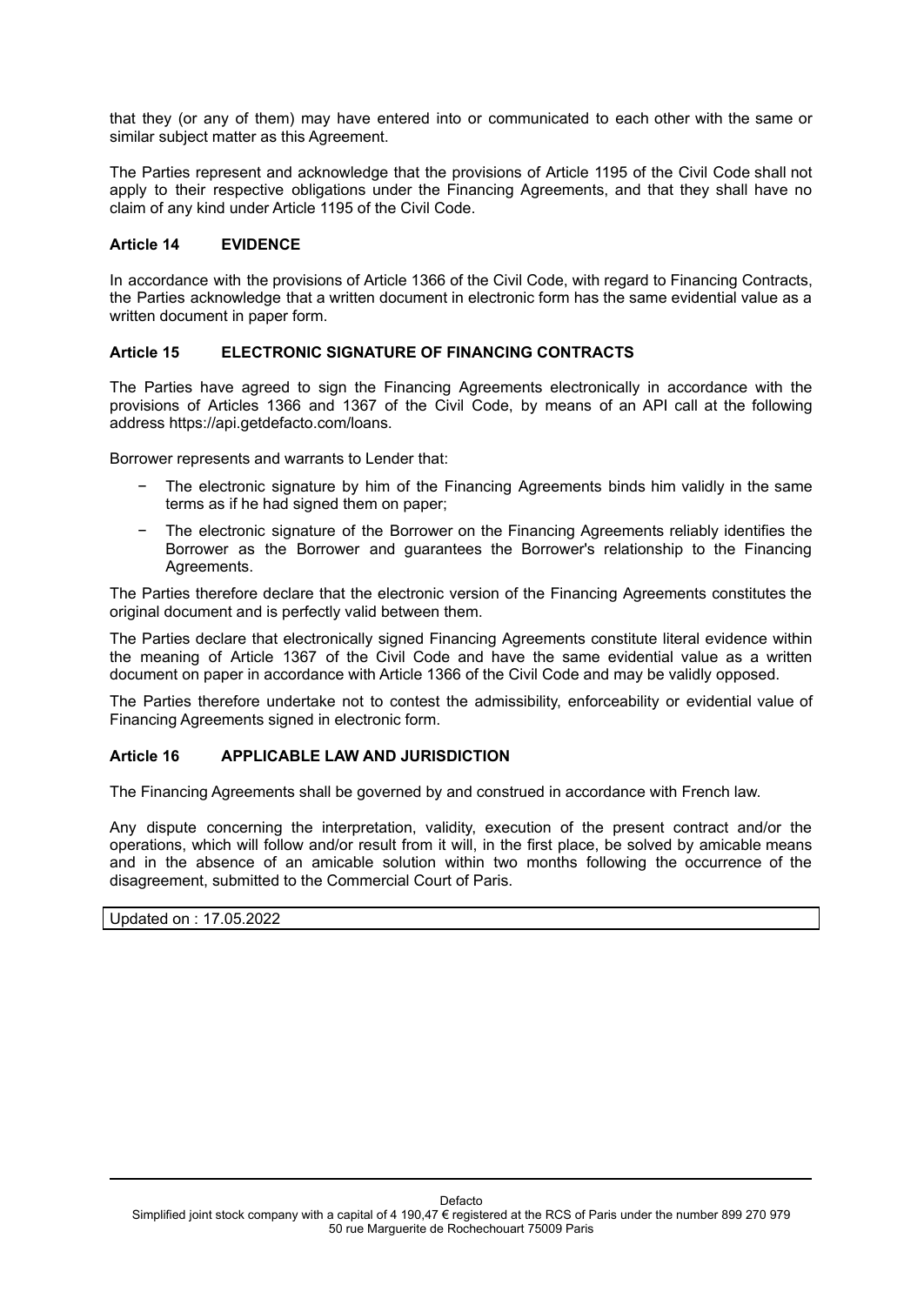that they (or any of them) may have entered into or communicated to each other with the same or similar subject matter as this Agreement.

The Parties represent and acknowledge that the provisions of Article 1195 of the Civil Code shall not apply to their respective obligations under the Financing Agreements, and that they shall have no claim of any kind under Article 1195 of the Civil Code.

### Article 14 EVIDENCE

In accordance with the provisions of Article 1366 of the Civil Code, with regard to Financing Contracts, the Parties acknowledge that a written document in electronic form has the same evidential value as a written document in paper form.

### Article 15 ELECTRONIC SIGNATURE OF FINANCING CONTRACTS

The Parties have agreed to sign the Financing Agreements electronically in accordance with the provisions of Articles 1366 and 1367 of the Civil Code, by means of an API call at the following address https://api.getdefacto.com/loans.

Borrower represents and warrants to Lender that:

- The electronic signature by him of the Financing Agreements binds him validly in the same terms as if he had signed them on paper;
- The electronic signature of the Borrower on the Financing Agreements reliably identifies the Borrower as the Borrower and guarantees the Borrower's relationship to the Financing Agreements.

The Parties therefore declare that the electronic version of the Financing Agreements constitutes the original document and is perfectly valid between them.

The Parties declare that electronically signed Financing Agreements constitute literal evidence within the meaning of Article 1367 of the Civil Code and have the same evidential value as a written document on paper in accordance with Article 1366 of the Civil Code and may be validly opposed.

The Parties therefore undertake not to contest the admissibility, enforceability or evidential value of Financing Agreements signed in electronic form.

### Article 16 APPLICABLE LAW AND JURISDICTION

The Financing Agreements shall be governed by and construed in accordance with French law.

Any dispute concerning the interpretation, validity, execution of the present contract and/or the operations, which will follow and/or result from it will, in the first place, be solved by amicable means and in the absence of an amicable solution within two months following the occurrence of the disagreement, submitted to the Commercial Court of Paris.

Updated on : 17.05.2022

Defacto
Simplified joint stock company with a capital of 4 190,47 € registered at the RCS of Paris under the number 899 270 979
50 rue Marguerite de Rochechouart 75009 Paris